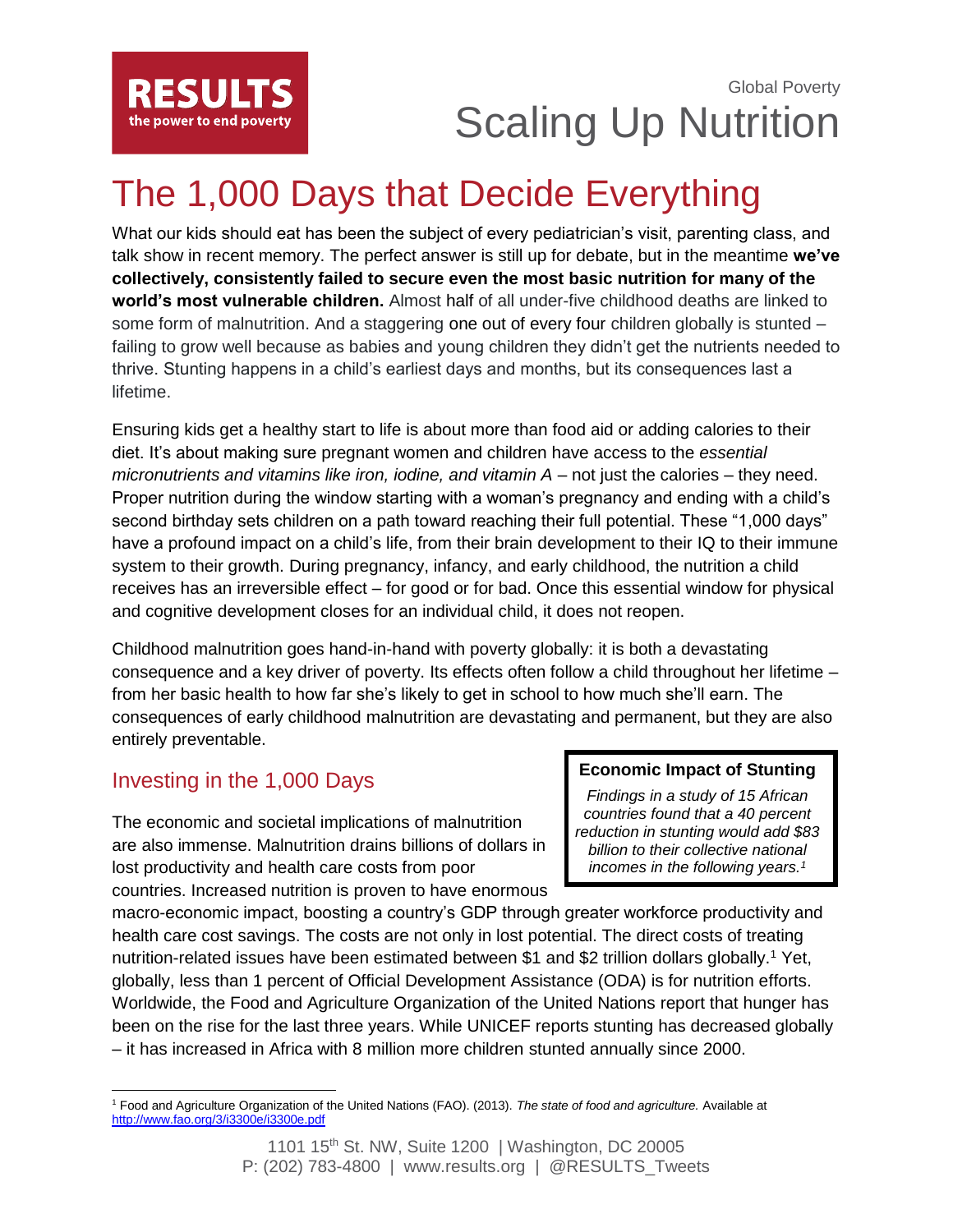RESULTS
the power to end poverty

Global Poverty

# Scaling Up Nutrition

## The 1,000 Days that Decide Everything

What our kids should eat has been the subject of every pediatrician's visit, parenting class, and talk show in recent memory. The perfect answer is still up for debate, but in the meantime **we've collectively, consistently failed to secure even the most basic nutrition for many of the world's most vulnerable children.** Almost half of all under-five childhood deaths are linked to some form of malnutrition. And a staggering one out of every four children globally is stunted – failing to grow well because as babies and young children they didn't get the nutrients needed to thrive. Stunting happens in a child's earliest days and months, but its consequences last a lifetime.

Ensuring kids get a healthy start to life is about more than food aid or adding calories to their diet. It's about making sure pregnant women and children have access to the *essential micronutrients and vitamins like iron, iodine, and vitamin A* – not just the calories – they need. Proper nutrition during the window starting with a woman's pregnancy and ending with a child's second birthday sets children on a path toward reaching their full potential. These "1,000 days" have a profound impact on a child's life, from their brain development to their IQ to their immune system to their growth. During pregnancy, infancy, and early childhood, the nutrition a child receives has an irreversible effect – for good or for bad. Once this essential window for physical and cognitive development closes for an individual child, it does not reopen.

Childhood malnutrition goes hand-in-hand with poverty globally: it is both a devastating consequence and a key driver of poverty. Its effects often follow a child throughout her lifetime – from her basic health to how far she's likely to get in school to how much she'll earn. The consequences of early childhood malnutrition are devastating and permanent, but they are also entirely preventable.

### Investing in the 1,000 Days

**Economic Impact of Stunting**

*Findings in a study of 15 African countries found that a 40 percent reduction in stunting would add $83 billion to their collective national incomes in the following years.[1]*

The economic and societal implications of malnutrition are also immense. Malnutrition drains billions of dollars in lost productivity and health care costs from poor countries. Increased nutrition is proven to have enormous macro-economic impact, boosting a country's GDP through greater workforce productivity and health care cost savings. The costs are not only in lost potential. The direct costs of treating nutrition-related issues have been estimated between $1 and $2 trillion dollars globally.[1] Yet, globally, less than 1 percent of Official Development Assistance (ODA) is for nutrition efforts. Worldwide, the Food and Agriculture Organization of the United Nations report that hunger has been on the rise for the last three years. While UNICEF reports stunting has decreased globally – it has increased in Africa with 8 million more children stunted annually since 2000.

[1] Food and Agriculture Organization of the United Nations (FAO). (2013). *The state of food and agriculture.* Available at http://www.fao.org/3/i3300e/i3300e.pdf

1101 15th St. NW, Suite 1200 | Washington, DC 20005
P: (202) 783-4800 | www.results.org | @RESULTS_Tweets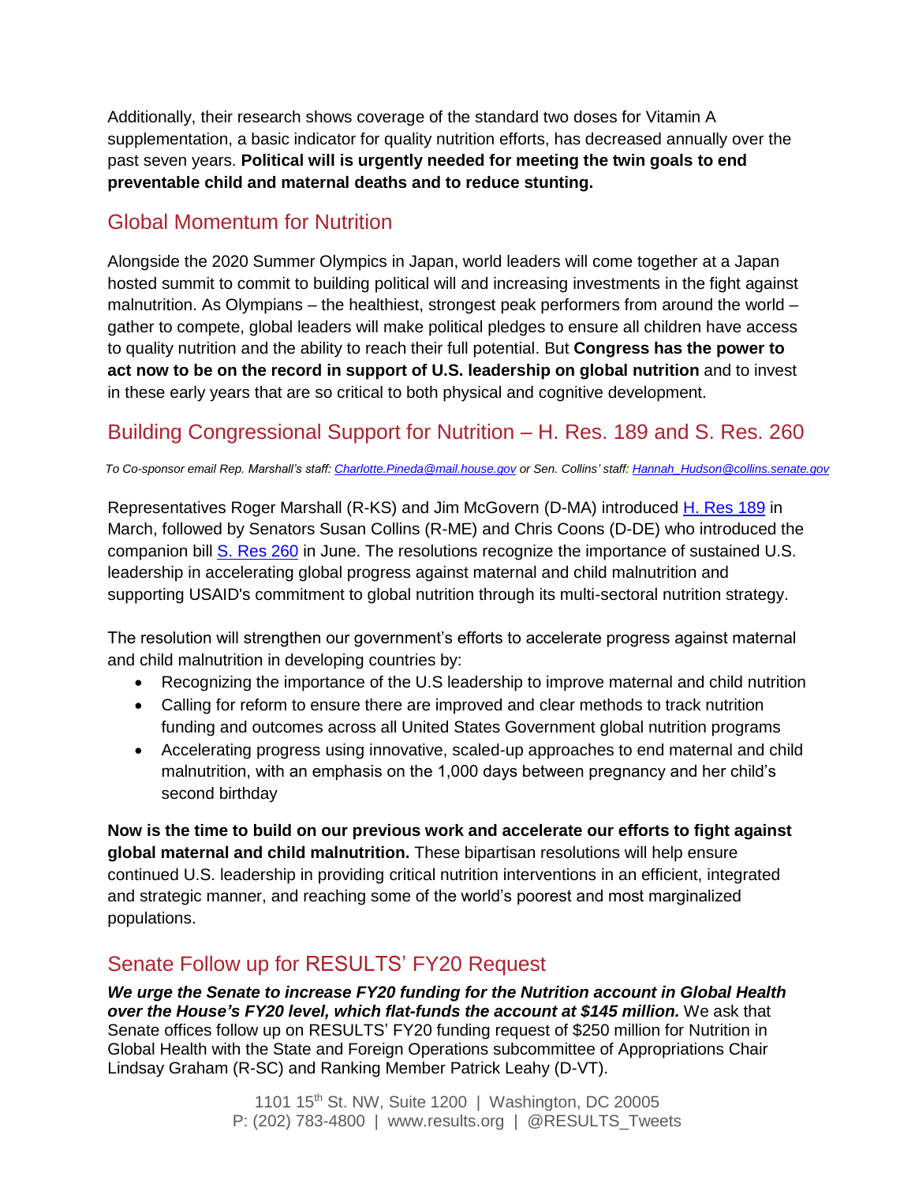Additionally, their research shows coverage of the standard two doses for Vitamin A supplementation, a basic indicator for quality nutrition efforts, has decreased annually over the past seven years. **Political will is urgently needed for meeting the twin goals to end preventable child and maternal deaths and to reduce stunting.**

## Global Momentum for Nutrition

Alongside the 2020 Summer Olympics in Japan, world leaders will come together at a Japan hosted summit to commit to building political will and increasing investments in the fight against malnutrition. As Olympians – the healthiest, strongest peak performers from around the world – gather to compete, global leaders will make political pledges to ensure all children have access to quality nutrition and the ability to reach their full potential. But **Congress has the power to act now to be on the record in support of U.S. leadership on global nutrition** and to invest in these early years that are so critical to both physical and cognitive development.

## Building Congressional Support for Nutrition – H. Res. 189 and S. Res. 260

*To Co-sponsor email Rep. Marshall's staff: Charlotte.Pineda@mail.house.gov or Sen. Collins' staff: Hannah_Hudson@collins.senate.gov*

Representatives Roger Marshall (R-KS) and Jim McGovern (D-MA) introduced H. Res 189 in March, followed by Senators Susan Collins (R-ME) and Chris Coons (D-DE) who introduced the companion bill S. Res 260 in June. The resolutions recognize the importance of sustained U.S. leadership in accelerating global progress against maternal and child malnutrition and supporting USAID's commitment to global nutrition through its multi-sectoral nutrition strategy.

The resolution will strengthen our government's efforts to accelerate progress against maternal and child malnutrition in developing countries by:

- Recognizing the importance of the U.S leadership to improve maternal and child nutrition
- Calling for reform to ensure there are improved and clear methods to track nutrition funding and outcomes across all United States Government global nutrition programs
- Accelerating progress using innovative, scaled-up approaches to end maternal and child malnutrition, with an emphasis on the 1,000 days between pregnancy and her child's second birthday

**Now is the time to build on our previous work and accelerate our efforts to fight against global maternal and child malnutrition.** These bipartisan resolutions will help ensure continued U.S. leadership in providing critical nutrition interventions in an efficient, integrated and strategic manner, and reaching some of the world's poorest and most marginalized populations.

## Senate Follow up for RESULTS' FY20 Request

***We urge the Senate to increase FY20 funding for the Nutrition account in Global Health over the House's FY20 level, which flat-funds the account at $145 million.*** We ask that Senate offices follow up on RESULTS' FY20 funding request of $250 million for Nutrition in Global Health with the State and Foreign Operations subcommittee of Appropriations Chair Lindsay Graham (R-SC) and Ranking Member Patrick Leahy (D-VT).

1101 15th St. NW, Suite 1200 | Washington, DC 20005
P: (202) 783-4800 | www.results.org | @RESULTS_Tweets